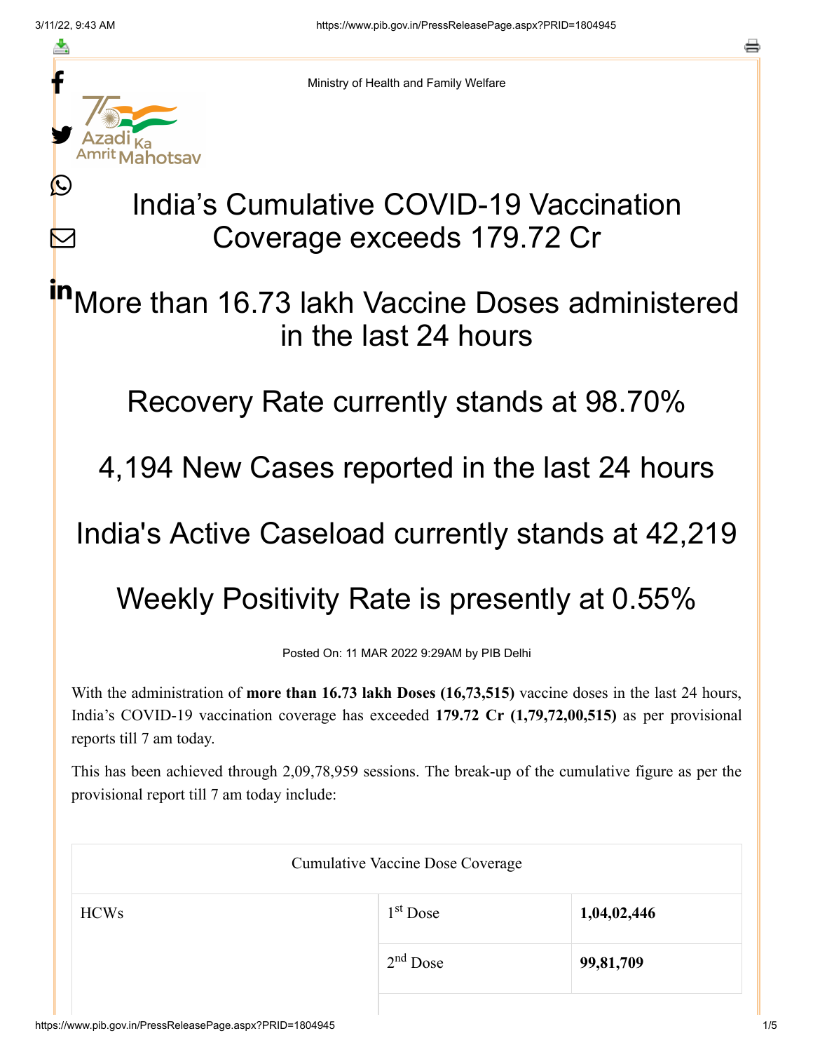Ministry of Health and Family Welfare

# India's Cumulative COVID-19 Vaccination Coverage exceeds 179.72 Cr

## More than 16.73 lakh Vaccine Doses administered in the last 24 hours

## Recovery Rate currently stands at 98.70%

## 4,194 New Cases reported in the last 24 hours

## India's Active Caseload currently stands at 42,219

## Weekly Positivity Rate is presently at 0.55%

Posted On: 11 MAR 2022 9:29AM by PIB Delhi

With the administration of **more than 16.73 lakh Doses (16,73,515)** vaccine doses in the last 24 hours, India's COVID-19 vaccination coverage has exceeded **179.72 Cr (1,79,72,00,515)** as per provisional reports till 7 am today.

This has been achieved through 2,09,78,959 sessions. The break-up of the cumulative figure as per the provisional report till 7 am today include:

| Cumulative Vaccine Dose Coverage | | |
|---|---|---|
| HCWs | 1st Dose | **1,04,02,446** |
| | 2nd Dose | **99,81,709** |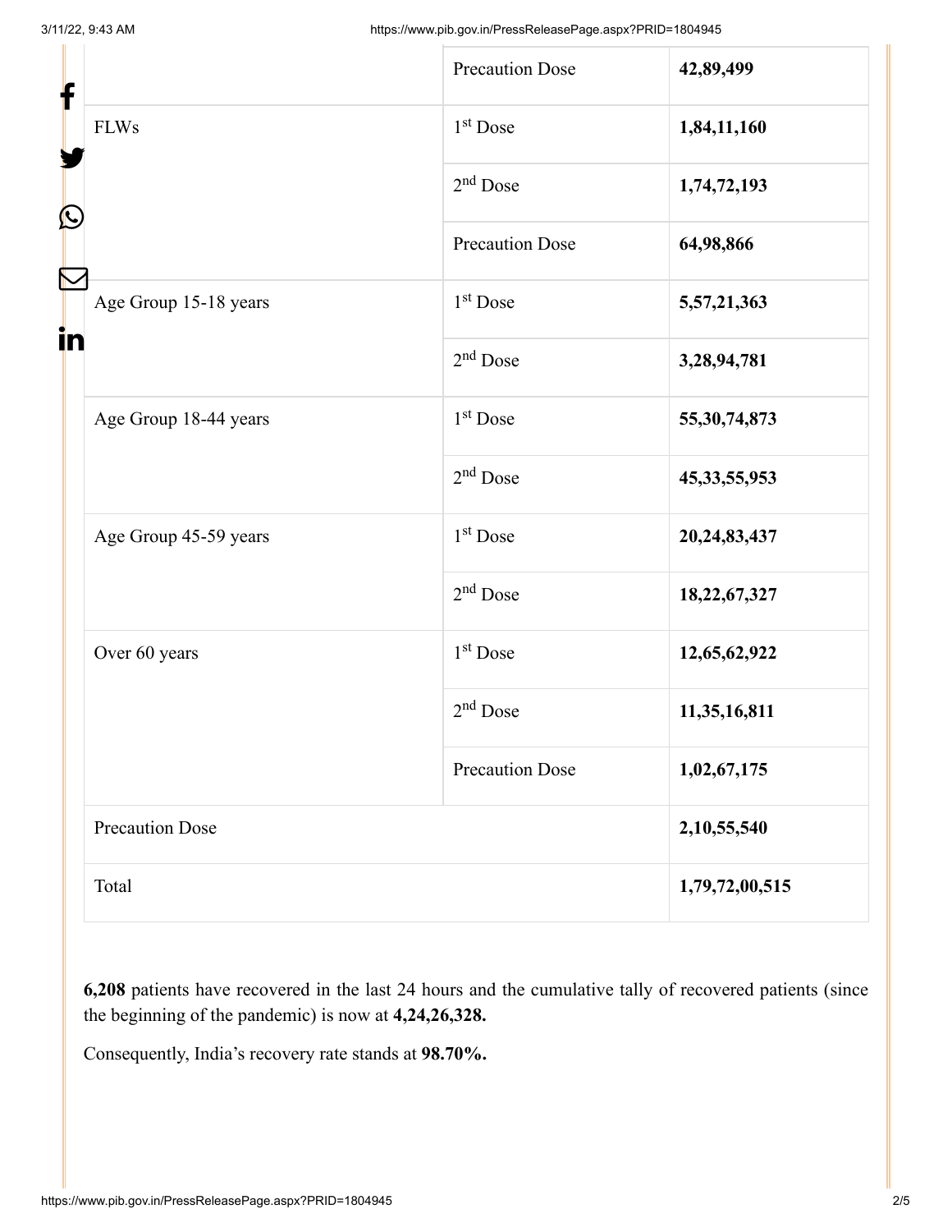| | | |
|---|---|---|
| | Precaution Dose | **42,89,499** |
| FLWs | 1st Dose | **1,84,11,160** |
| | 2nd Dose | **1,74,72,193** |
| | Precaution Dose | **64,98,866** |
| Age Group 15-18 years | 1st Dose | **5,57,21,363** |
| | 2nd Dose | **3,28,94,781** |
| Age Group 18-44 years | 1st Dose | **55,30,74,873** |
| | 2nd Dose | **45,33,55,953** |
| Age Group 45-59 years | 1st Dose | **20,24,83,437** |
| | 2nd Dose | **18,22,67,327** |
| Over 60 years | 1st Dose | **12,65,62,922** |
| | 2nd Dose | **11,35,16,811** |
| | Precaution Dose | **1,02,67,175** |
| Precaution Dose | | **2,10,55,540** |
| Total | | **1,79,72,00,515** |

**6,208** patients have recovered in the last 24 hours and the cumulative tally of recovered patients (since the beginning of the pandemic) is now at **4,24,26,328.**

Consequently, India's recovery rate stands at **98.70%.**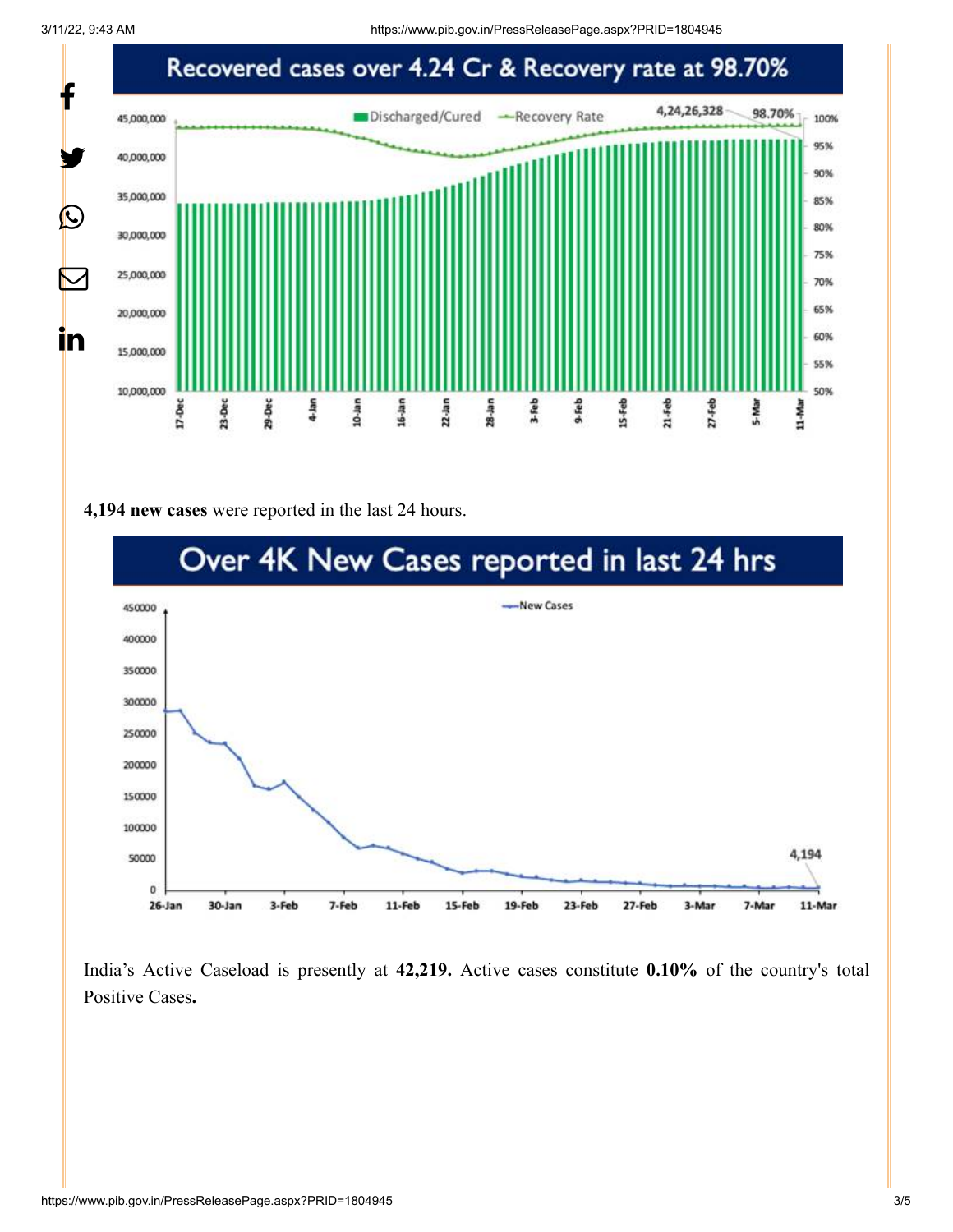## Recovered cases over 4.24 Cr & Recovery rate at 98.70%

**4,194 new cases** were reported in the last 24 hours.

## Over 4K New Cases reported in last 24 hrs

India's Active Caseload is presently at **42,219.** Active cases constitute **0.10%** of the country's total Positive Cases**.**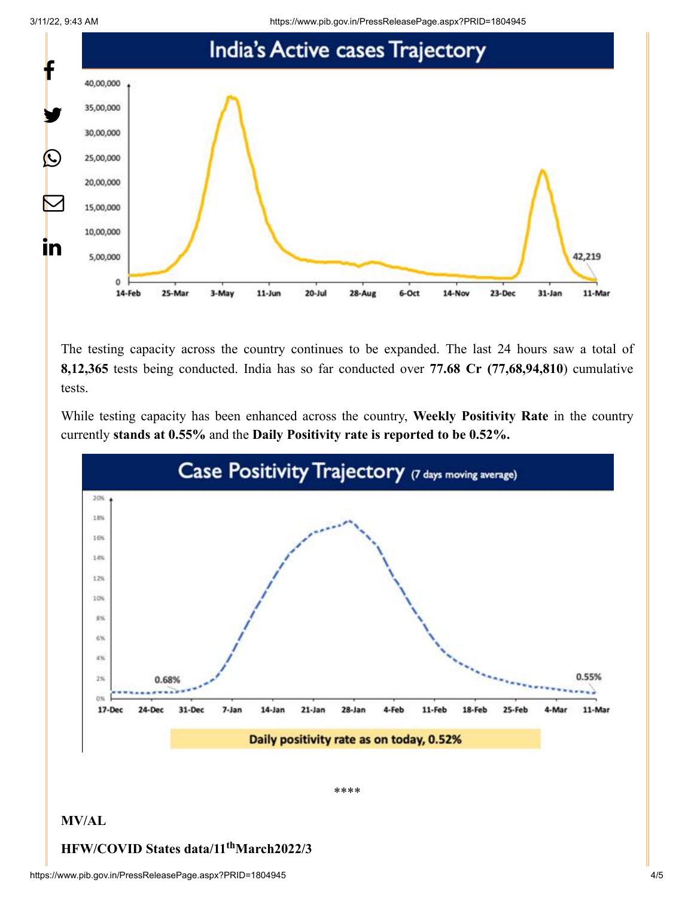The testing capacity across the country continues to be expanded. The last 24 hours saw a total of **8,12,365** tests being conducted. India has so far conducted over **77.68 Cr (77,68,94,810)** cumulative tests.

While testing capacity has been enhanced across the country, **Weekly Positivity Rate** in the country currently **stands at 0.55%** and the **Daily Positivity rate is reported to be 0.52%.**

****

**MV/AL**

**HFW/COVID States data/11th March2022/3**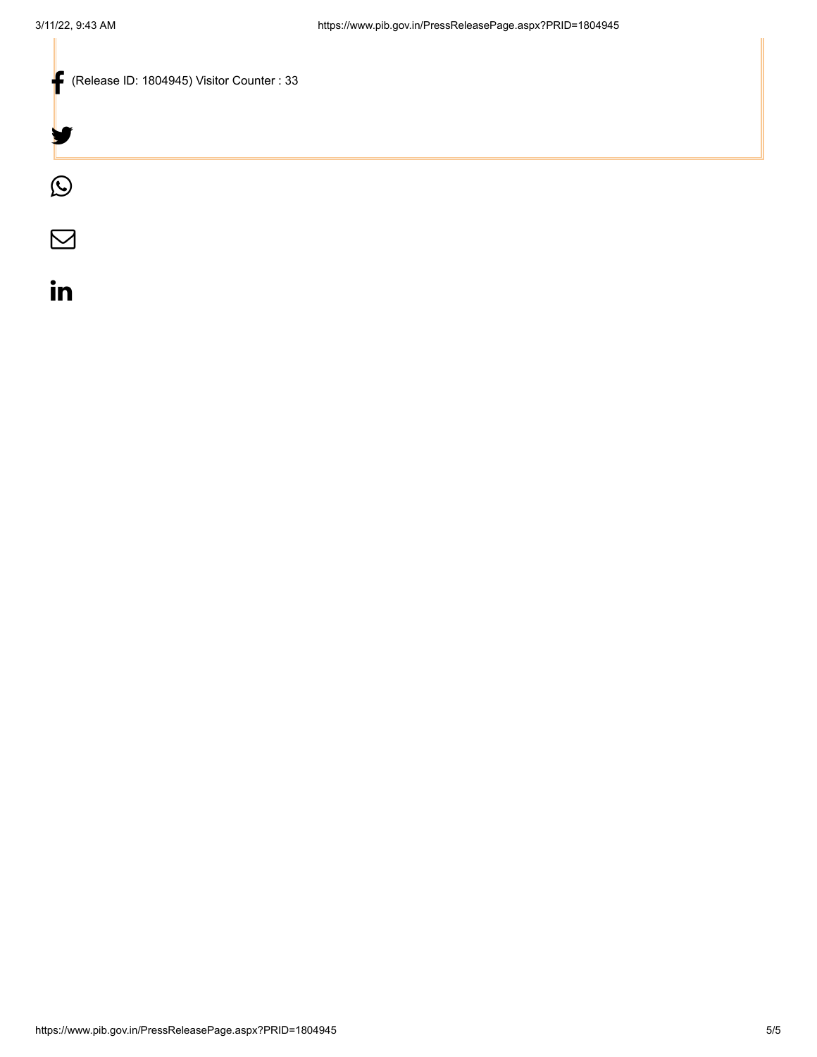(Release ID: 1804945) Visitor Counter : 33